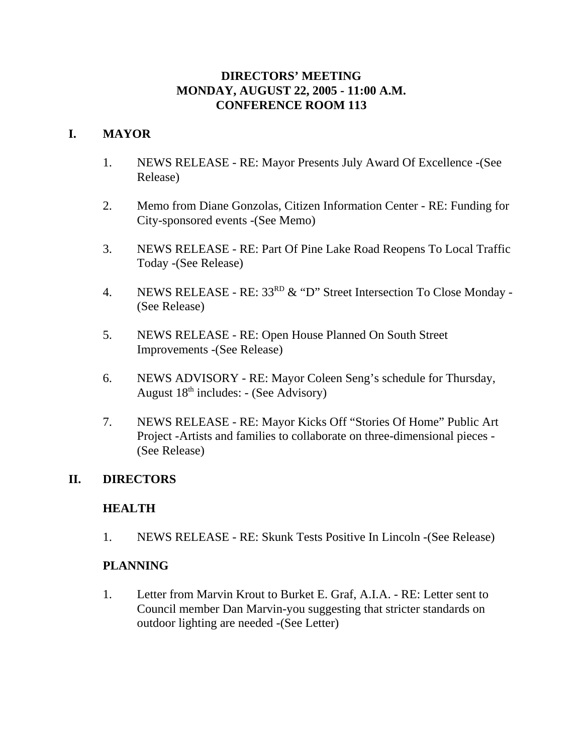# DIRECTORS' MEETING
# MONDAY, AUGUST 22, 2005 - 11:00 A.M.
# CONFERENCE ROOM 113

## I. MAYOR

1. NEWS RELEASE - RE: Mayor Presents July Award Of Excellence -(See Release)

2. Memo from Diane Gonzolas, Citizen Information Center - RE: Funding for City-sponsored events -(See Memo)

3. NEWS RELEASE - RE: Part Of Pine Lake Road Reopens To Local Traffic Today -(See Release)

4. NEWS RELEASE - RE: 33RD & "D" Street Intersection To Close Monday -(See Release)

5. NEWS RELEASE - RE: Open House Planned On South Street Improvements -(See Release)

6. NEWS ADVISORY - RE: Mayor Coleen Seng's schedule for Thursday, August 18th includes: - (See Advisory)

7. NEWS RELEASE - RE: Mayor Kicks Off "Stories Of Home" Public Art Project -Artists and families to collaborate on three-dimensional pieces -(See Release)

## II. DIRECTORS

### HEALTH

1. NEWS RELEASE - RE: Skunk Tests Positive In Lincoln -(See Release)

### PLANNING

1. Letter from Marvin Krout to Burket E. Graf, A.I.A. - RE: Letter sent to Council member Dan Marvin-you suggesting that stricter standards on outdoor lighting are needed -(See Letter)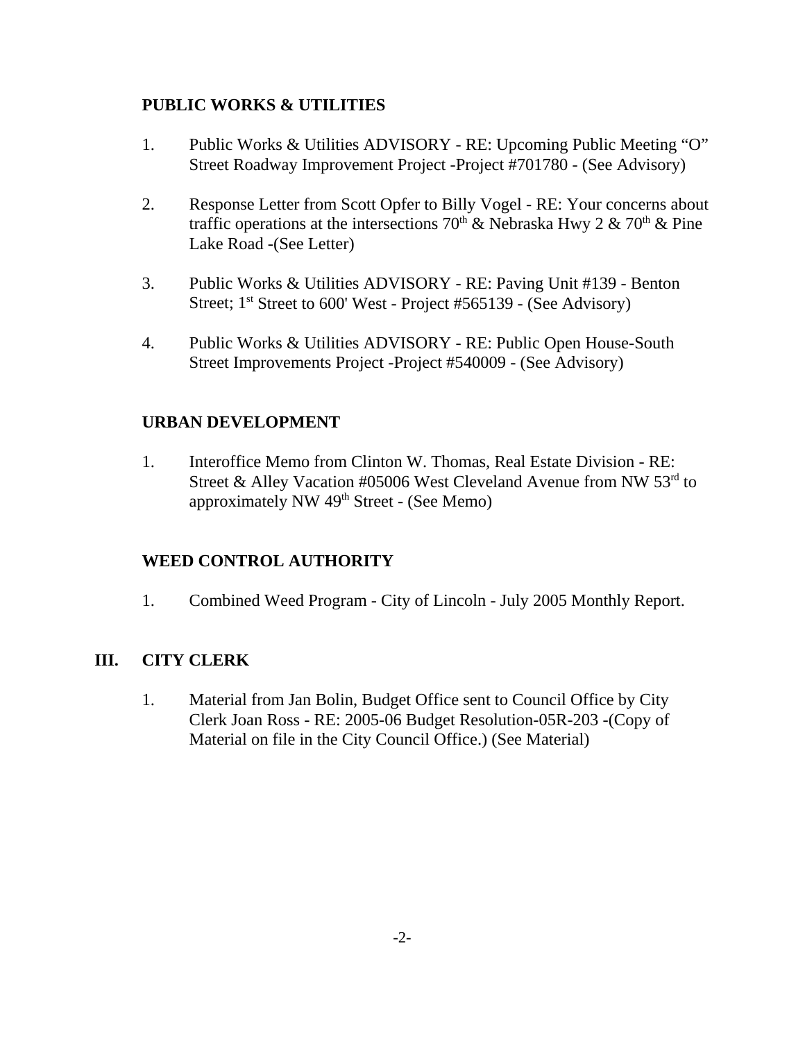**PUBLIC WORKS & UTILITIES**

1. Public Works & Utilities ADVISORY - RE: Upcoming Public Meeting "O" Street Roadway Improvement Project -Project #701780 - (See Advisory)

2. Response Letter from Scott Opfer to Billy Vogel - RE: Your concerns about traffic operations at the intersections 70th & Nebraska Hwy 2 & 70th & Pine Lake Road -(See Letter)

3. Public Works & Utilities ADVISORY - RE: Paving Unit #139 - Benton Street; 1st Street to 600' West - Project #565139 - (See Advisory)

4. Public Works & Utilities ADVISORY - RE: Public Open House-South Street Improvements Project -Project #540009 - (See Advisory)

**URBAN DEVELOPMENT**

1. Interoffice Memo from Clinton W. Thomas, Real Estate Division - RE: Street & Alley Vacation #05006 West Cleveland Avenue from NW 53rd to approximately NW 49th Street - (See Memo)

**WEED CONTROL AUTHORITY**

1. Combined Weed Program - City of Lincoln - July 2005 Monthly Report.

## III. CITY CLERK

1. Material from Jan Bolin, Budget Office sent to Council Office by City Clerk Joan Ross - RE: 2005-06 Budget Resolution-05R-203 -(Copy of Material on file in the City Council Office.) (See Material)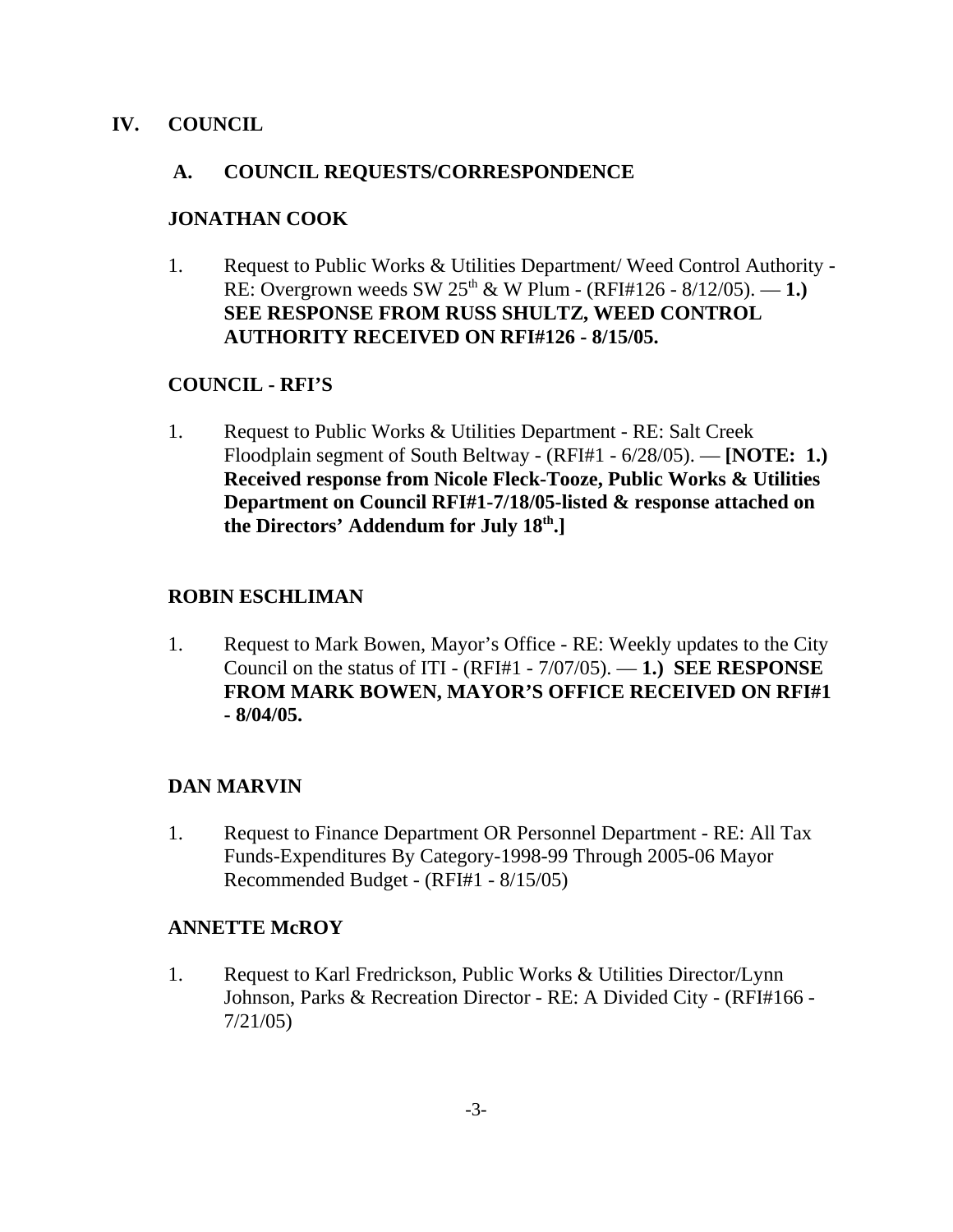## IV. COUNCIL

### A. COUNCIL REQUESTS/CORRESPONDENCE

**JONATHAN COOK**

1. Request to Public Works & Utilities Department/ Weed Control Authority - RE: Overgrown weeds SW $25^{th}$ & W Plum - (RFI#126 - 8/12/05). — **1.) SEE RESPONSE FROM RUSS SHULTZ, WEED CONTROL AUTHORITY RECEIVED ON RFI#126 - 8/15/05.**

**COUNCIL - RFI'S**

1. Request to Public Works & Utilities Department - RE: Salt Creek Floodplain segment of South Beltway - (RFI#1 - 6/28/05). — **[NOTE: 1.) Received response from Nicole Fleck-Tooze, Public Works & Utilities Department on Council RFI#1-7/18/05-listed & response attached on the Directors' Addendum for July $18^{th}$.]**

**ROBIN ESCHLIMAN**

1. Request to Mark Bowen, Mayor's Office - RE: Weekly updates to the City Council on the status of ITI - (RFI#1 - 7/07/05). — **1.) SEE RESPONSE FROM MARK BOWEN, MAYOR'S OFFICE RECEIVED ON RFI#1 - 8/04/05.**

**DAN MARVIN**

1. Request to Finance Department OR Personnel Department - RE: All Tax Funds-Expenditures By Category-1998-99 Through 2005-06 Mayor Recommended Budget - (RFI#1 - 8/15/05)

**ANNETTE McROY**

1. Request to Karl Fredrickson, Public Works & Utilities Director/Lynn Johnson, Parks & Recreation Director - RE: A Divided City - (RFI#166 - 7/21/05)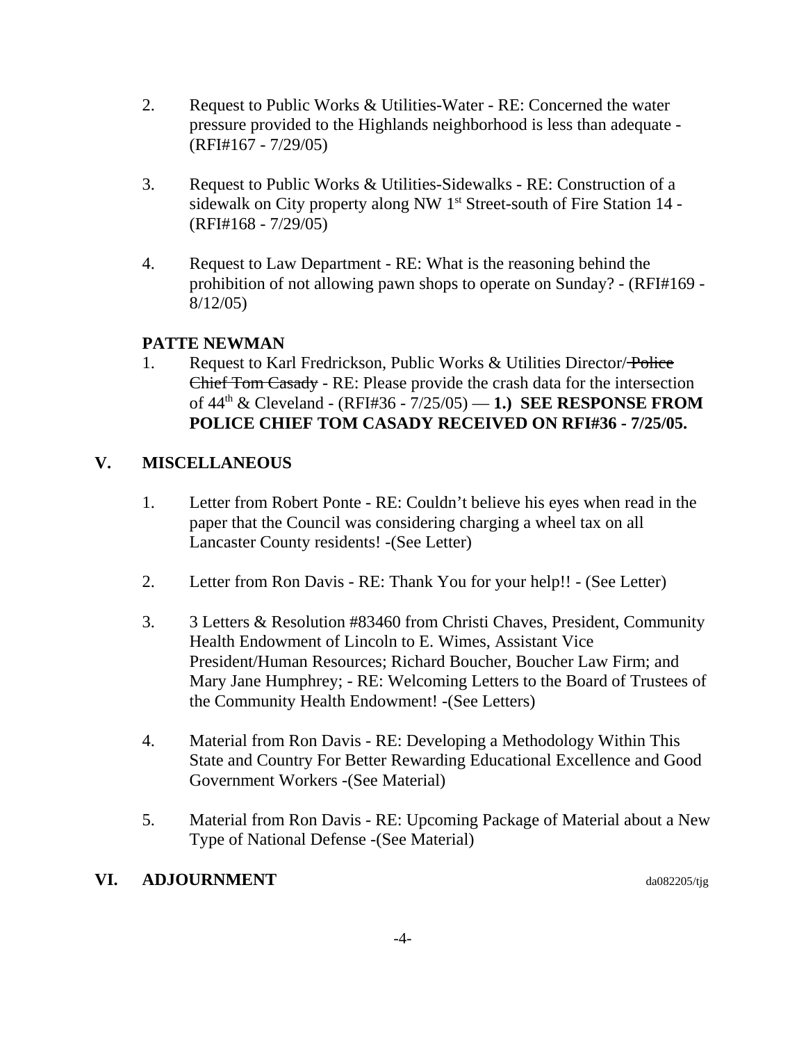2. Request to Public Works & Utilities-Water - RE: Concerned the water pressure provided to the Highlands neighborhood is less than adequate - (RFI#167 - 7/29/05)

3. Request to Public Works & Utilities-Sidewalks - RE: Construction of a sidewalk on City property along NW 1st Street-south of Fire Station 14 - (RFI#168 - 7/29/05)

4. Request to Law Department - RE: What is the reasoning behind the prohibition of not allowing pawn shops to operate on Sunday? - (RFI#169 - 8/12/05)

**PATTE NEWMAN**

1. Request to Karl Fredrickson, Public Works & Utilities Director/ ~~Police Chief Tom Casady~~ - RE: Please provide the crash data for the intersection of 44th & Cleveland - (RFI#36 - 7/25/05) — **1.) SEE RESPONSE FROM POLICE CHIEF TOM CASADY RECEIVED ON RFI#36 - 7/25/05.**

## V. MISCELLANEOUS

1. Letter from Robert Ponte - RE: Couldn't believe his eyes when read in the paper that the Council was considering charging a wheel tax on all Lancaster County residents! -(See Letter)

2. Letter from Ron Davis - RE: Thank You for your help!! - (See Letter)

3. 3 Letters & Resolution #83460 from Christi Chaves, President, Community Health Endowment of Lincoln to E. Wimes, Assistant Vice President/Human Resources; Richard Boucher, Boucher Law Firm; and Mary Jane Humphrey; - RE: Welcoming Letters to the Board of Trustees of the Community Health Endowment! -(See Letters)

4. Material from Ron Davis - RE: Developing a Methodology Within This State and Country For Better Rewarding Educational Excellence and Good Government Workers -(See Material)

5. Material from Ron Davis - RE: Upcoming Package of Material about a New Type of National Defense -(See Material)

## VI. ADJOURNMENT

da082205/tjg